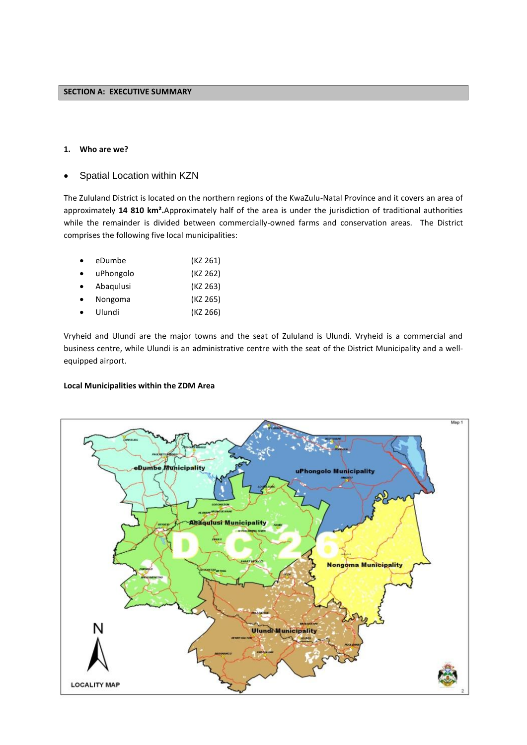## SECTION A: EXECUTIVE SUMMARY

### 1. Who are we?

- Spatial Location within KZN

The Zululand District is located on the northern regions of the KwaZulu-Natal Province and it covers an area of approximately **14 810 km²**. Approximately half of the area is under the jurisdiction of traditional authorities while the remainder is divided between commercially-owned farms and conservation areas. The District comprises the following five local municipalities:

- eDumbe (KZ 261)
- uPhongolo (KZ 262)
- Abaqulusi (KZ 263)
- Nongoma (KZ 265)
- Ulundi (KZ 266)

Vryheid and Ulundi are the major towns and the seat of Zululand is Ulundi. Vryheid is a commercial and business centre, while Ulundi is an administrative centre with the seat of the District Municipality and a well-equipped airport.

**Local Municipalities within the ZDM Area**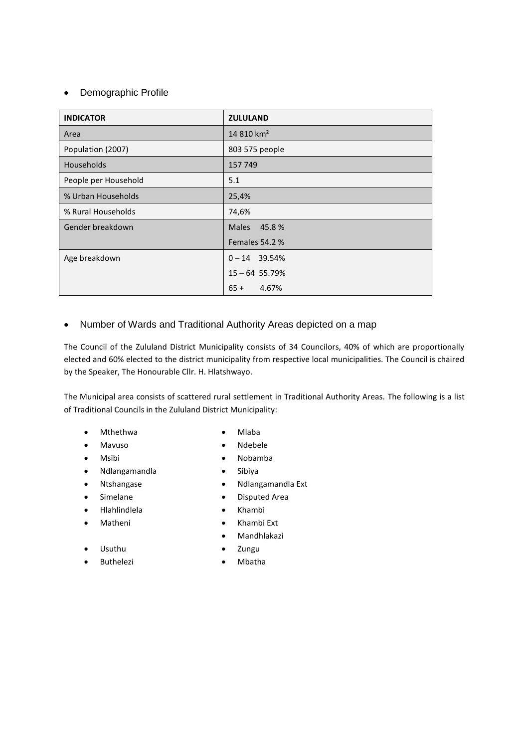- Demographic Profile

| INDICATOR | ZULULAND |
|---|---|
| Area | 14 810 km² |
| Population (2007) | 803 575 people |
| Households | 157 749 |
| People per Household | 5.1 |
| % Urban Households | 25,4% |
| % Rural Households | 74,6% |
| Gender breakdown | Males 45.8 %<br>Females 54.2 % |
| Age breakdown | 0 – 14 39.54%<br>15 – 64 55.79%<br>65 + 4.67% |

- Number of Wards and Traditional Authority Areas depicted on a map

The Council of the Zululand District Municipality consists of 34 Councilors, 40% of which are proportionally elected and 60% elected to the district municipality from respective local municipalities. The Council is chaired by the Speaker, The Honourable Cllr. H. Hlatshwayo.

The Municipal area consists of scattered rural settlement in Traditional Authority Areas. The following is a list of Traditional Councils in the Zululand District Municipality:

- Mthethwa
- Mavuso
- Msibi
- Ndlangamandla
- Ntshangase
- Simelane
- Hlahlindlela
- Matheni
- Usuthu
- Buthelezi
- Mlaba
- Ndebele
- Nobamba
- Sibiya
- Ndlangamandla Ext
- Disputed Area
- Khambi
- Khambi Ext
- Mandhlakazi
- Zungu
- Mbatha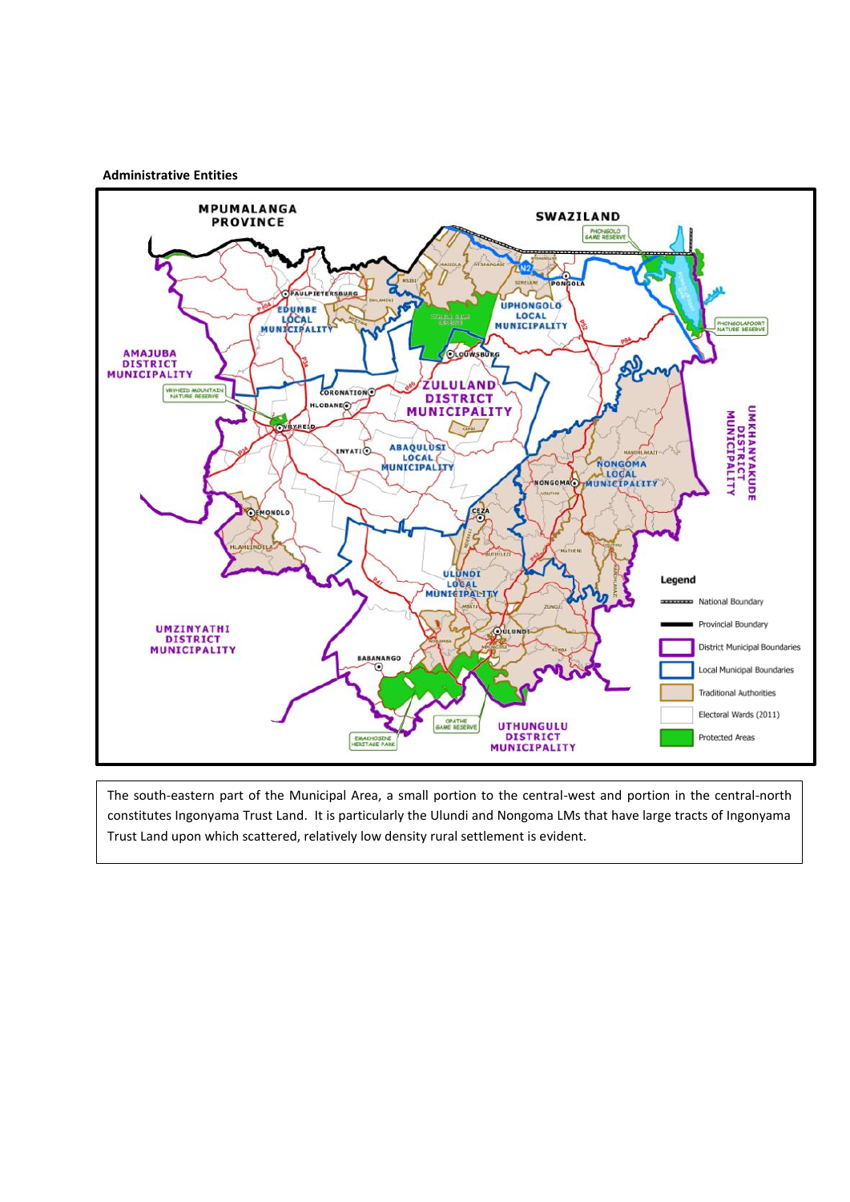**Administrative Entities**

The south-eastern part of the Municipal Area, a small portion to the central-west and portion in the central-north constitutes Ingonyama Trust Land. It is particularly the Ulundi and Nongoma LMs that have large tracts of Ingonyama Trust Land upon which scattered, relatively low density rural settlement is evident.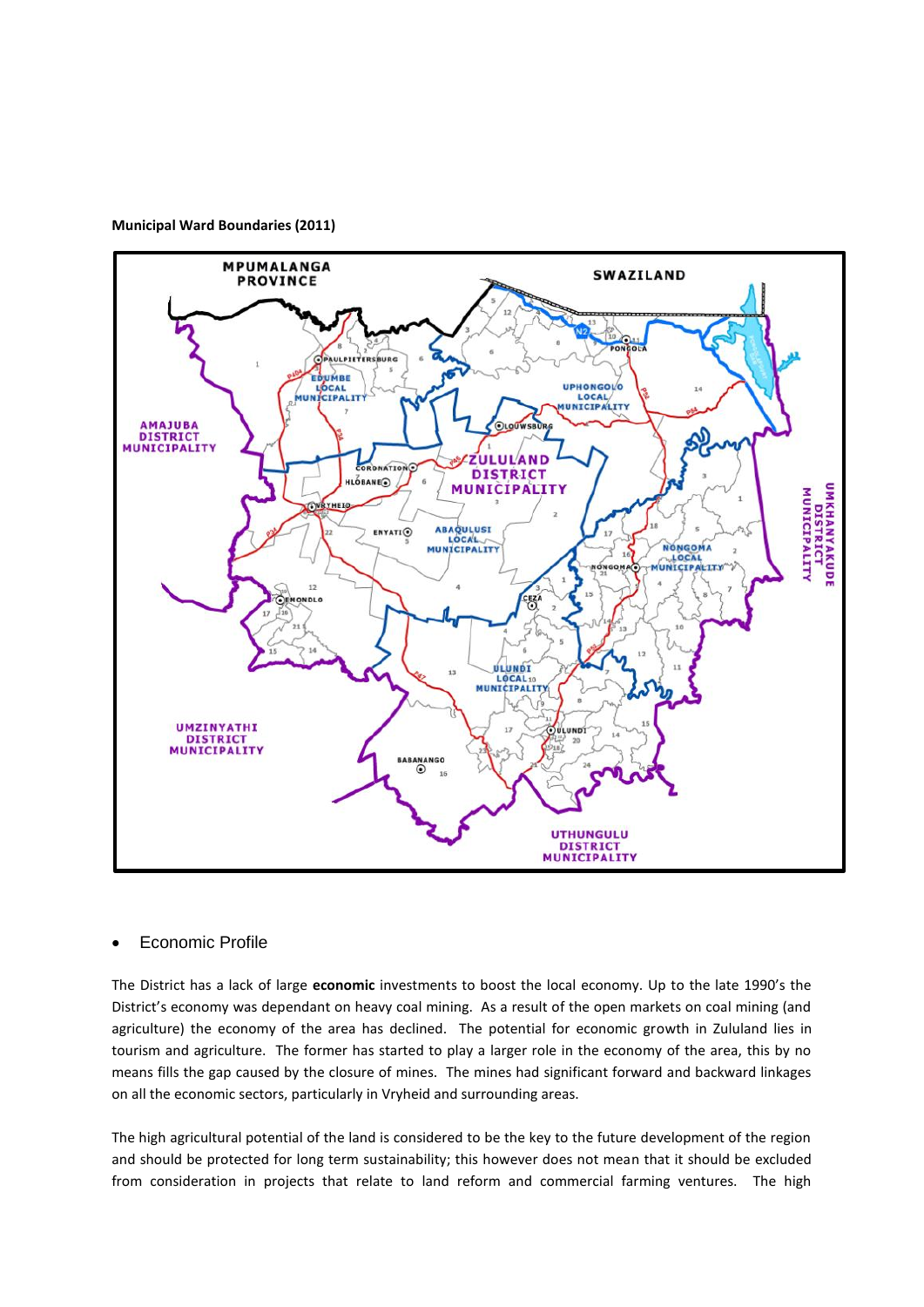**Municipal Ward Boundaries (2011)**

- Economic Profile

The District has a lack of large **economic** investments to boost the local economy. Up to the late 1990's the District's economy was dependant on heavy coal mining. As a result of the open markets on coal mining (and agriculture) the economy of the area has declined. The potential for economic growth in Zululand lies in tourism and agriculture. The former has started to play a larger role in the economy of the area, this by no means fills the gap caused by the closure of mines. The mines had significant forward and backward linkages on all the economic sectors, particularly in Vryheid and surrounding areas.

The high agricultural potential of the land is considered to be the key to the future development of the region and should be protected for long term sustainability; this however does not mean that it should be excluded from consideration in projects that relate to land reform and commercial farming ventures. The high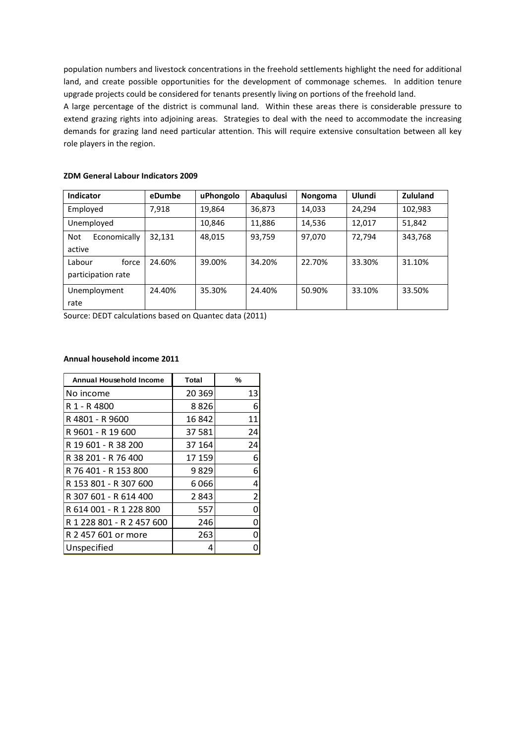population numbers and livestock concentrations in the freehold settlements highlight the need for additional land, and create possible opportunities for the development of commonage schemes. In addition tenure upgrade projects could be considered for tenants presently living on portions of the freehold land.

A large percentage of the district is communal land. Within these areas there is considerable pressure to extend grazing rights into adjoining areas. Strategies to deal with the need to accommodate the increasing demands for grazing land need particular attention. This will require extensive consultation between all key role players in the region.

**ZDM General Labour Indicators 2009**

| Indicator | eDumbe | uPhongolo | Abaqulusi | Nongoma | Ulundi | Zululand |
|---|---|---|---|---|---|---|
| Employed | 7,918 | 19,864 | 36,873 | 14,033 | 24,294 | 102,983 |
| Unemployed | | 10,846 | 11,886 | 14,536 | 12,017 | 51,842 |
| Not Economically active | 32,131 | 48,015 | 93,759 | 97,070 | 72,794 | 343,768 |
| Labour force participation rate | 24.60% | 39.00% | 34.20% | 22.70% | 33.30% | 31.10% |
| Unemployment rate | 24.40% | 35.30% | 24.40% | 50.90% | 33.10% | 33.50% |

Source: DEDT calculations based on Quantec data (2011)

**Annual household income 2011**

| Annual Household Income | Total | % |
|---|---|---|
| No income | 20 369 | 13 |
| R 1 - R 4800 | 8 826 | 6 |
| R 4801 - R 9600 | 16 842 | 11 |
| R 9601 - R 19 600 | 37 581 | 24 |
| R 19 601 - R 38 200 | 37 164 | 24 |
| R 38 201 - R 76 400 | 17 159 | 6 |
| R 76 401 - R 153 800 | 9 829 | 6 |
| R 153 801 - R 307 600 | 6 066 | 4 |
| R 307 601 - R 614 400 | 2 843 | 2 |
| R 614 001 - R 1 228 800 | 557 | 0 |
| R 1 228 801 - R 2 457 600 | 246 | 0 |
| R 2 457 601 or more | 263 | 0 |
| Unspecified | 4 | 0 |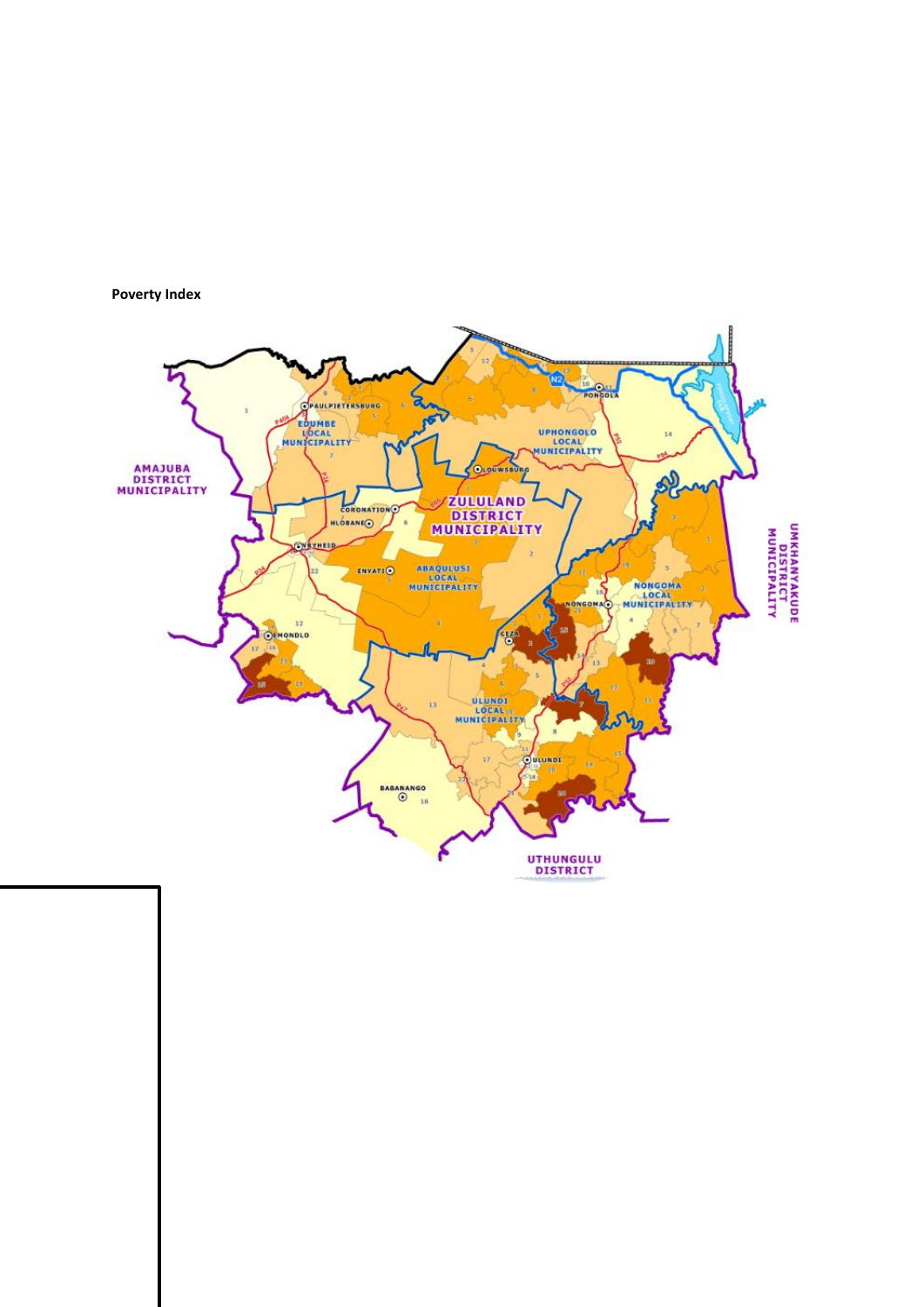**Poverty Index**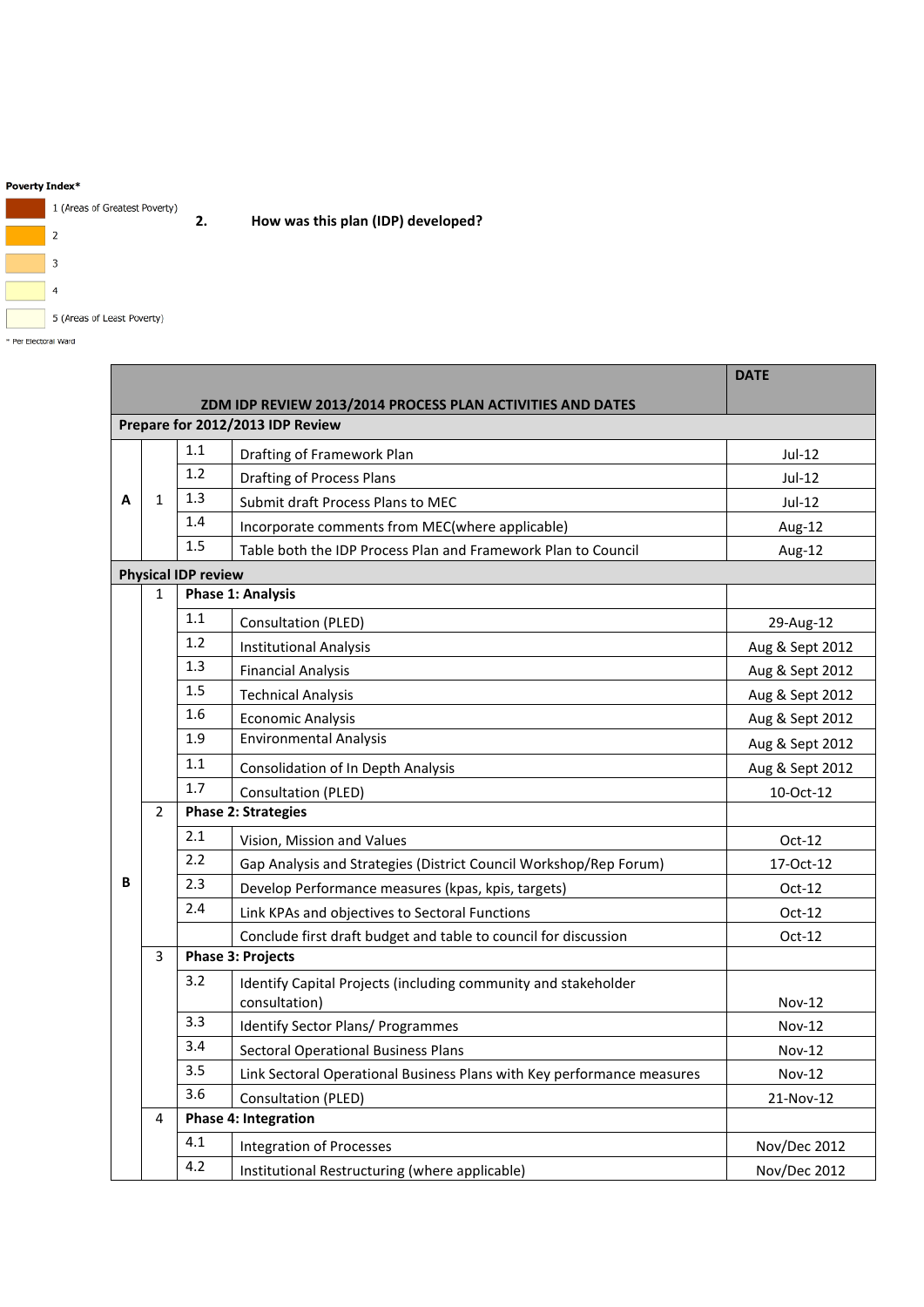**Poverty Index***

1 (Areas of Greatest Poverty)

2

3

4

5 (Areas of Least Poverty)

* Per Electoral Ward

## 2. How was this plan (IDP) developed?

| ZDM IDP REVIEW 2013/2014 PROCESS PLAN ACTIVITIES AND DATES | | | | DATE |
|---|---|---|---|---|
| **Prepare for 2012/2013 IDP Review** | | | | |
| A | 1 | 1.1 | Drafting of Framework Plan | Jul-12 |
| | | 1.2 | Drafting of Process Plans | Jul-12 |
| | | 1.3 | Submit draft Process Plans to MEC | Jul-12 |
| | | 1.4 | Incorporate comments from MEC(where applicable) | Aug-12 |
| | | 1.5 | Table both the IDP Process Plan and Framework Plan to Council | Aug-12 |
| **Physical IDP review** | | | | |
| B | 1 | **Phase 1: Analysis** | | |
| | | 1.1 | Consultation (PLED) | 29-Aug-12 |
| | | 1.2 | Institutional Analysis | Aug & Sept 2012 |
| | | 1.3 | Financial Analysis | Aug & Sept 2012 |
| | | 1.5 | Technical Analysis | Aug & Sept 2012 |
| | | 1.6 | Economic Analysis | Aug & Sept 2012 |
| | | 1.9 | Environmental Analysis | Aug & Sept 2012 |
| | | 1.1 | Consolidation of In Depth Analysis | Aug & Sept 2012 |
| | | 1.7 | Consultation (PLED) | 10-Oct-12 |
| | 2 | **Phase 2: Strategies** | | |
| | | 2.1 | Vision, Mission and Values | Oct-12 |
| | | 2.2 | Gap Analysis and Strategies (District Council Workshop/Rep Forum) | 17-Oct-12 |
| | | 2.3 | Develop Performance measures (kpas, kpis, targets) | Oct-12 |
| | | 2.4 | Link KPAs and objectives to Sectoral Functions | Oct-12 |
| | | | Conclude first draft budget and table to council for discussion | Oct-12 |
| | 3 | **Phase 3: Projects** | | |
| | | 3.2 | Identify Capital Projects (including community and stakeholder consultation) | Nov-12 |
| | | 3.3 | Identify Sector Plans/ Programmes | Nov-12 |
| | | 3.4 | Sectoral Operational Business Plans | Nov-12 |
| | | 3.5 | Link Sectoral Operational Business Plans with Key performance measures | Nov-12 |
| | | 3.6 | Consultation (PLED) | 21-Nov-12 |
| | 4 | **Phase 4: Integration** | | |
| | | 4.1 | Integration of Processes | Nov/Dec 2012 |
| | | 4.2 | Institutional Restructuring (where applicable) | Nov/Dec 2012 |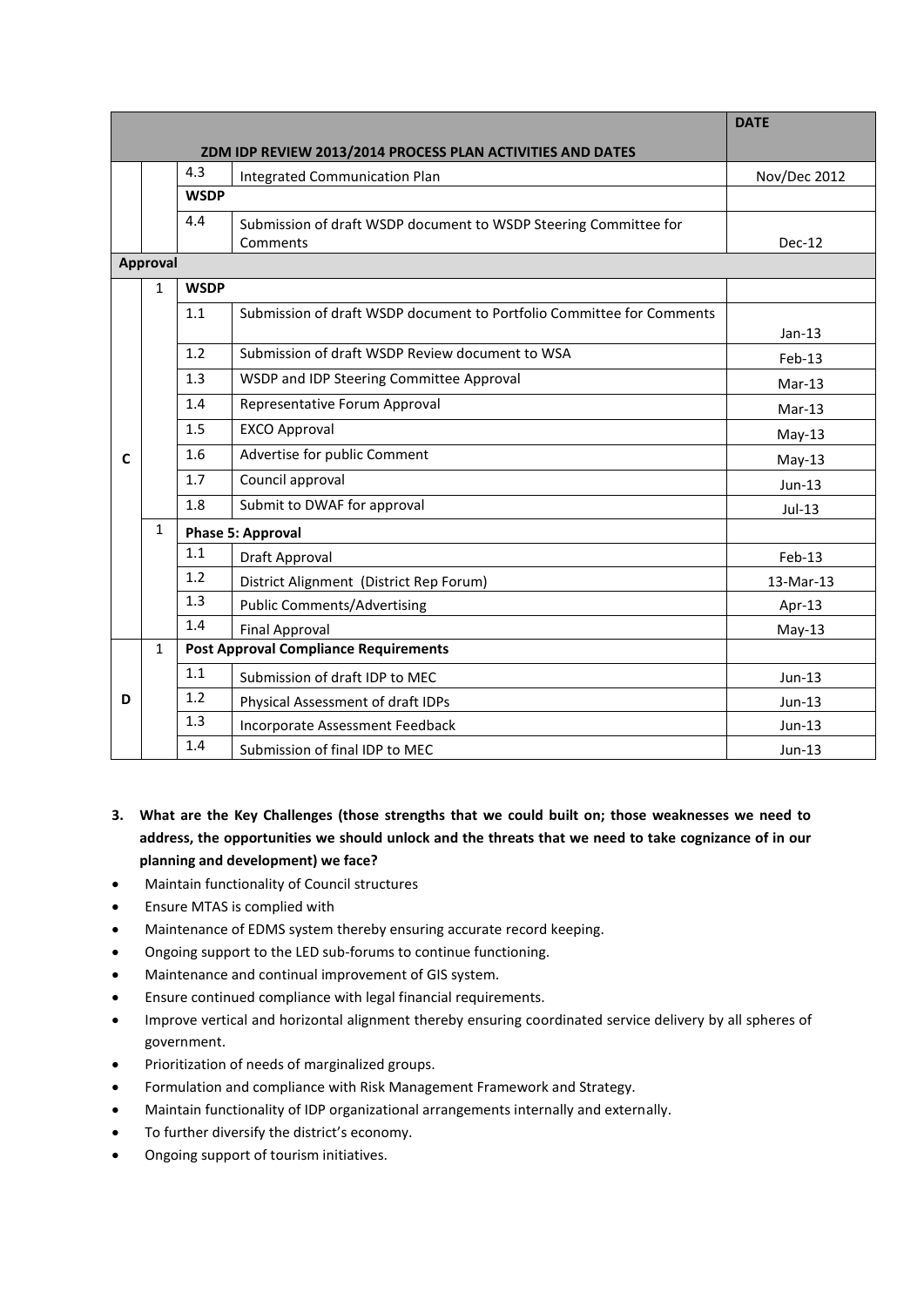| ZDM IDP REVIEW 2013/2014 PROCESS PLAN ACTIVITIES AND DATES | | | | DATE |
|---|---|---|---|---|
| | | 4.3 | Integrated Communication Plan | Nov/Dec 2012 |
| | | **WSDP** | | |
| | | 4.4 | Submission of draft WSDP document to WSDP Steering Committee for Comments | Dec-12 |
| **Approval** | | | | |
| C | 1 | **WSDP** | | |
| | | 1.1 | Submission of draft WSDP document to Portfolio Committee for Comments | Jan-13 |
| | | 1.2 | Submission of draft WSDP Review document to WSA | Feb-13 |
| | | 1.3 | WSDP and IDP Steering Committee Approval | Mar-13 |
| | | 1.4 | Representative Forum Approval | Mar-13 |
| | | 1.5 | EXCO Approval | May-13 |
| | | 1.6 | Advertise for public Comment | May-13 |
| | | 1.7 | Council approval | Jun-13 |
| | | 1.8 | Submit to DWAF for approval | Jul-13 |
| | 1 | **Phase 5: Approval** | | |
| | | 1.1 | Draft Approval | Feb-13 |
| | | 1.2 | District Alignment (District Rep Forum) | 13-Mar-13 |
| | | 1.3 | Public Comments/Advertising | Apr-13 |
| | | 1.4 | Final Approval | May-13 |
| D | 1 | **Post Approval Compliance Requirements** | | |
| | | 1.1 | Submission of draft IDP to MEC | Jun-13 |
| | | 1.2 | Physical Assessment of draft IDPs | Jun-13 |
| | | 1.3 | Incorporate Assessment Feedback | Jun-13 |
| | | 1.4 | Submission of final IDP to MEC | Jun-13 |

**3. What are the Key Challenges (those strengths that we could built on; those weaknesses we need to address, the opportunities we should unlock and the threats that we need to take cognizance of in our planning and development) we face?**

- Maintain functionality of Council structures
- Ensure MTAS is complied with
- Maintenance of EDMS system thereby ensuring accurate record keeping.
- Ongoing support to the LED sub-forums to continue functioning.
- Maintenance and continual improvement of GIS system.
- Ensure continued compliance with legal financial requirements.
- Improve vertical and horizontal alignment thereby ensuring coordinated service delivery by all spheres of government.
- Prioritization of needs of marginalized groups.
- Formulation and compliance with Risk Management Framework and Strategy.
- Maintain functionality of IDP organizational arrangements internally and externally.
- To further diversify the district's economy.
- Ongoing support of tourism initiatives.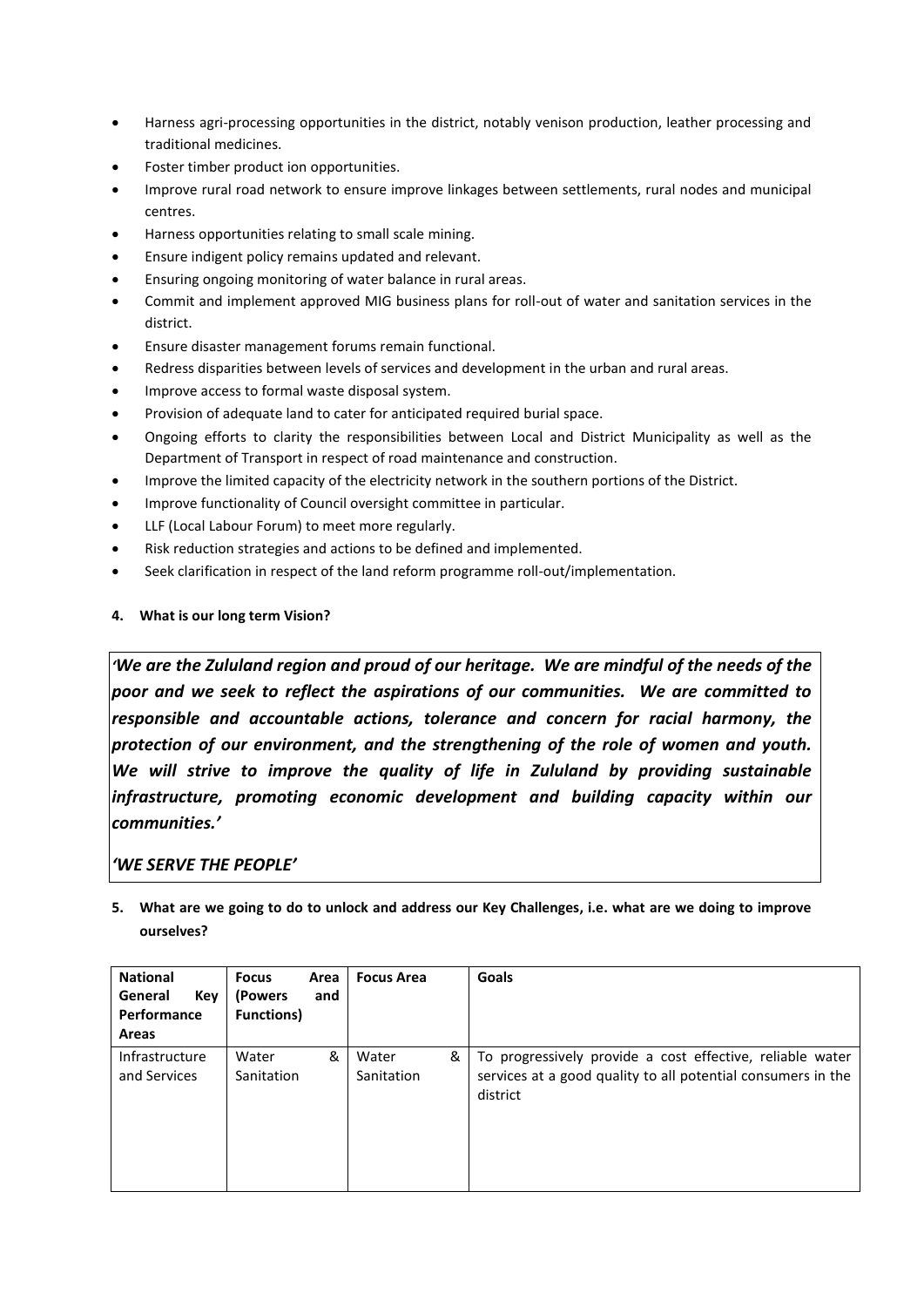- Harness agri-processing opportunities in the district, notably venison production, leather processing and traditional medicines.
- Foster timber product ion opportunities.
- Improve rural road network to ensure improve linkages between settlements, rural nodes and municipal centres.
- Harness opportunities relating to small scale mining.
- Ensure indigent policy remains updated and relevant.
- Ensuring ongoing monitoring of water balance in rural areas.
- Commit and implement approved MIG business plans for roll-out of water and sanitation services in the district.
- Ensure disaster management forums remain functional.
- Redress disparities between levels of services and development in the urban and rural areas.
- Improve access to formal waste disposal system.
- Provision of adequate land to cater for anticipated required burial space.
- Ongoing efforts to clarity the responsibilities between Local and District Municipality as well as the Department of Transport in respect of road maintenance and construction.
- Improve the limited capacity of the electricity network in the southern portions of the District.
- Improve functionality of Council oversight committee in particular.
- LLF (Local Labour Forum) to meet more regularly.
- Risk reduction strategies and actions to be defined and implemented.
- Seek clarification in respect of the land reform programme roll-out/implementation.

**4. What is our long term Vision?**

> ***'We are the Zululand region and proud of our heritage. We are mindful of the needs of the poor and we seek to reflect the aspirations of our communities. We are committed to responsible and accountable actions, tolerance and concern for racial harmony, the protection of our environment, and the strengthening of the role of women and youth. We will strive to improve the quality of life in Zululand by providing sustainable infrastructure, promoting economic development and building capacity within our communities.'***
>
> ***'WE SERVE THE PEOPLE'***

**5. What are we going to do to unlock and address our Key Challenges, i.e. what are we doing to improve ourselves?**

| National General Key Performance Areas | Focus Area (Powers and Functions) | Focus Area | Goals |
|---|---|---|---|
| Infrastructure and Services | Water & Sanitation | Water & Sanitation | To progressively provide a cost effective, reliable water services at a good quality to all potential consumers in the district |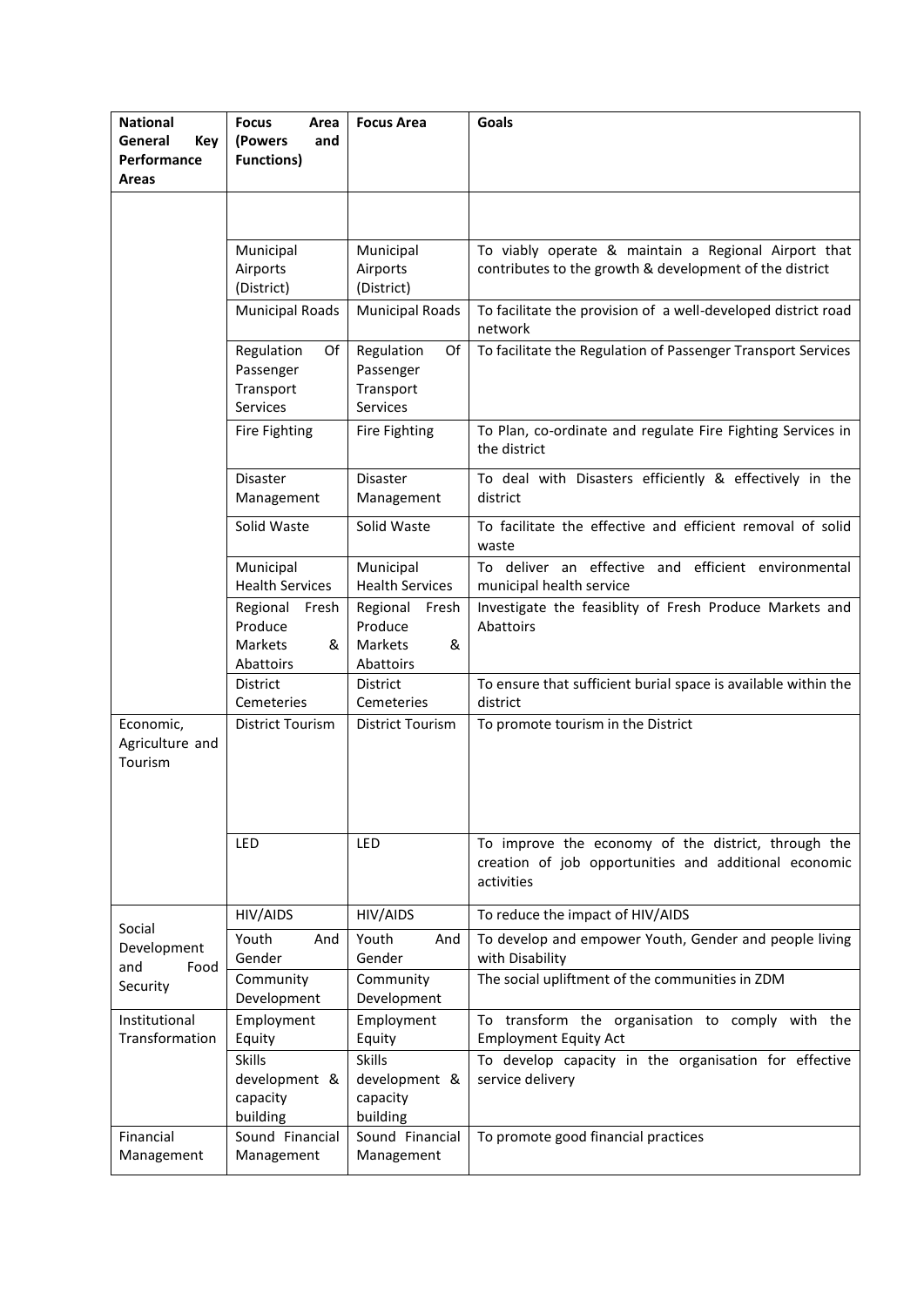| National General Key Performance Areas | Focus Area (Powers and Functions) | Focus Area | Goals |
|---|---|---|---|
| | | | |
| | Municipal Airports (District) | Municipal Airports (District) | To viably operate & maintain a Regional Airport that contributes to the growth & development of the district |
| | Municipal Roads | Municipal Roads | To facilitate the provision of a well-developed district road network |
| | Regulation Of Passenger Transport Services | Regulation Of Passenger Transport Services | To facilitate the Regulation of Passenger Transport Services |
| | Fire Fighting | Fire Fighting | To Plan, co-ordinate and regulate Fire Fighting Services in the district |
| | Disaster Management | Disaster Management | To deal with Disasters efficiently & effectively in the district |
| | Solid Waste | Solid Waste | To facilitate the effective and efficient removal of solid waste |
| | Municipal Health Services | Municipal Health Services | To deliver an effective and efficient environmental municipal health service |
| | Regional Fresh Produce Markets & Abattoirs | Regional Fresh Produce Markets & Abattoirs | Investigate the feasiblity of Fresh Produce Markets and Abattoirs |
| | District Cemeteries | District Cemeteries | To ensure that sufficient burial space is available within the district |
| Economic, Agriculture and Tourism | District Tourism | District Tourism | To promote tourism in the District |
| | LED | LED | To improve the economy of the district, through the creation of job opportunities and additional economic activities |
| Social Development and Food Security | HIV/AIDS | HIV/AIDS | To reduce the impact of HIV/AIDS |
| | Youth And Gender | Youth And Gender | To develop and empower Youth, Gender and people living with Disability |
| | Community Development | Community Development | The social upliftment of the communities in ZDM |
| Institutional Transformation | Employment Equity | Employment Equity | To transform the organisation to comply with the Employment Equity Act |
| | Skills development & capacity building | Skills development & capacity building | To develop capacity in the organisation for effective service delivery |
| Financial Management | Sound Financial Management | Sound Financial Management | To promote good financial practices |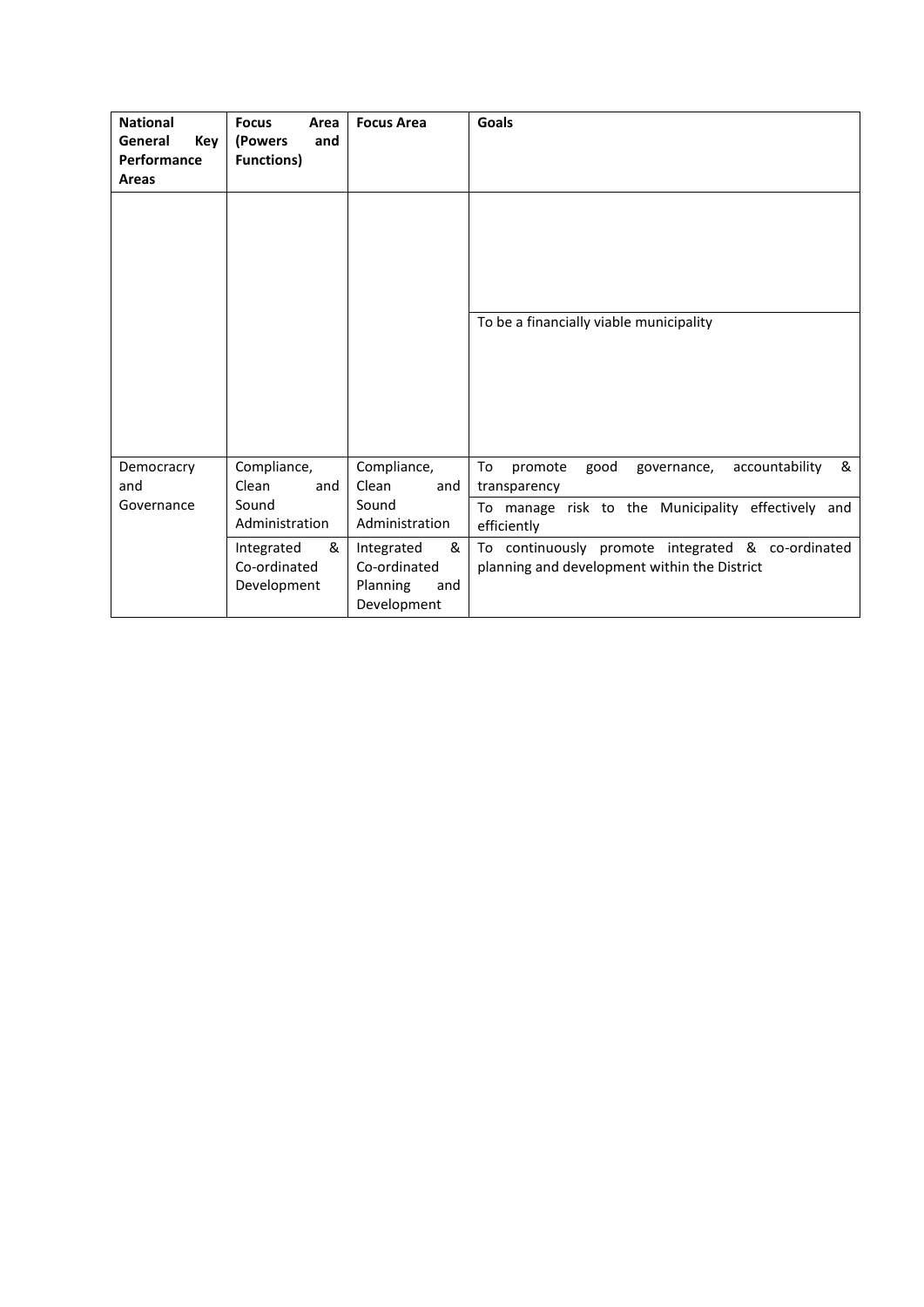| National General Key Performance Areas | Focus Area (Powers and Functions) | Focus Area | Goals |
|---|---|---|---|
| | | | |
| | | | To be a financially viable municipality |
| Democracry and Governance | Compliance, Clean and Sound Administration | Compliance, Clean and Sound Administration | To promote good governance, accountability & transparency |
| | | | To manage risk to the Municipality effectively and efficiently |
| | Integrated & Co-ordinated Development | Integrated & Co-ordinated Planning and Development | To continuously promote integrated & co-ordinated planning and development within the District |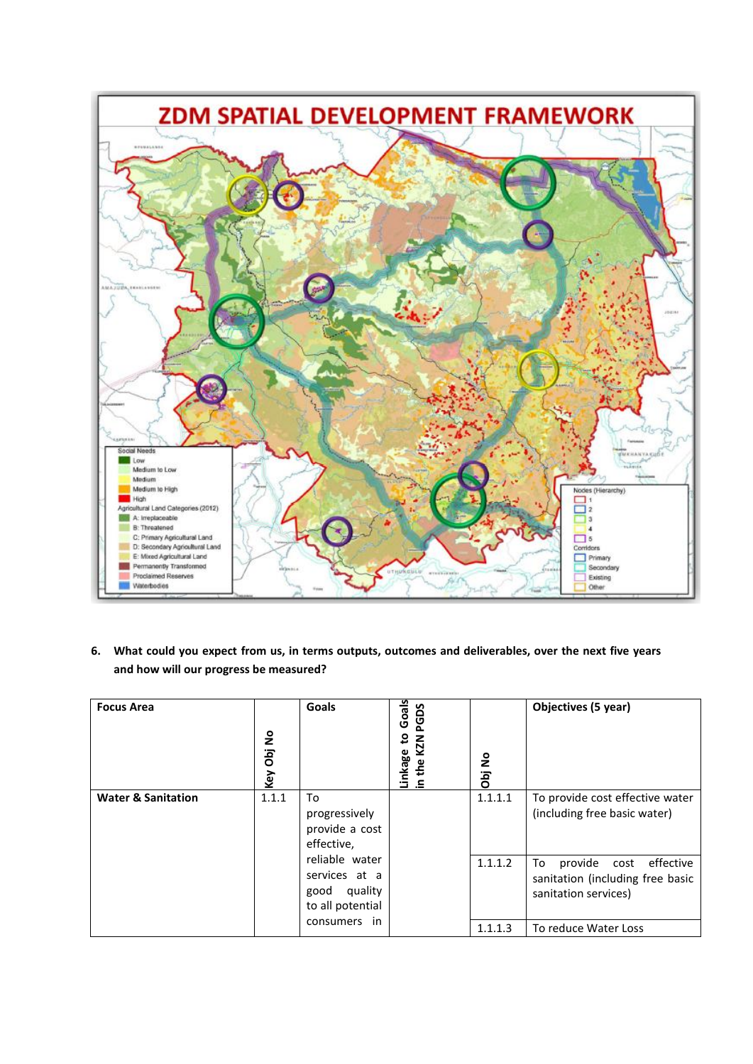**ZDM SPATIAL DEVELOPMENT FRAMEWORK**

Social Needs
- Low
- Medium to Low
- Medium
- Medium to High
- High

Agricultural Land Categories (2012)
- A: Irreplaceable
- B: Threatened
- C: Primary Agricultural Land
- D: Secondary Agricultural Land
- E: Mixed Agricultural Land
- Permanently Transformed
- Proclaimed Reserves
- Waterbodies

Nodes (Hierarchy)
- 1
- 2
- 3
- 4
- 5

Corridors
- Primary
- Secondary
- Existing
- Other

**6. What could you expect from us, in terms outputs, outcomes and deliverables, over the next five years and how will our progress be measured?**

| Focus Area | Key Obj No | Goals | Linkage to Goals in the KZN PGDS | Obj No | Objectives (5 year) |
|---|---|---|---|---|---|
| **Water & Sanitation** | 1.1.1 | To progressively provide a cost effective, reliable water services at a good quality to all potential consumers in | | 1.1.1.1 | To provide cost effective water (including free basic water) |
| | | | | 1.1.1.2 | To provide cost effective sanitation (including free basic sanitation services) |
| | | | | 1.1.1.3 | To reduce Water Loss |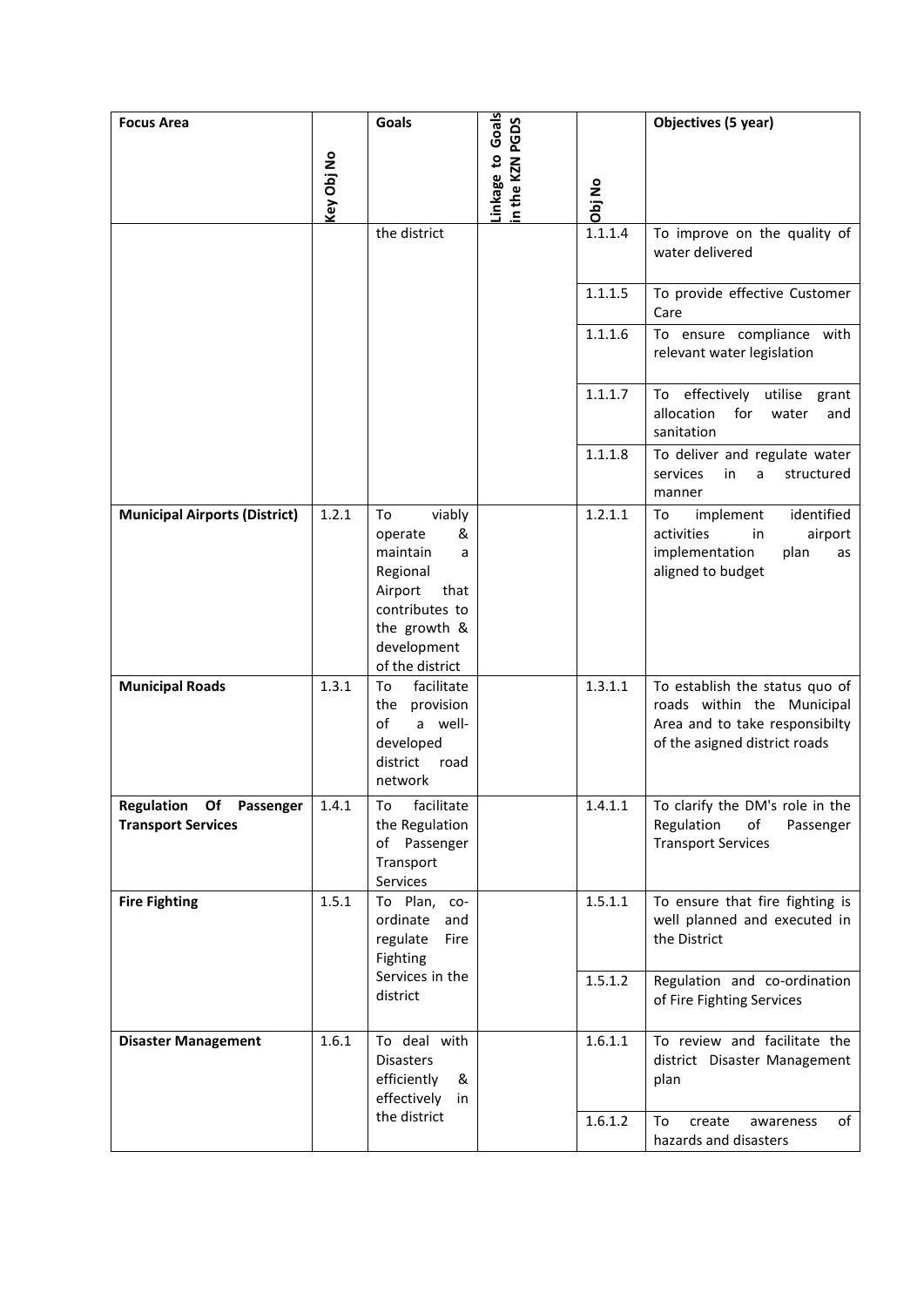| Focus Area | Key Obj No | Goals | Linkage to Goals in the KZN PGDS | Obj No | Objectives (5 year) |
|---|---|---|---|---|---|
| | | the district | | 1.1.1.4 | To improve on the quality of water delivered |
| | | | | 1.1.1.5 | To provide effective Customer Care |
| | | | | 1.1.1.6 | To ensure compliance with relevant water legislation |
| | | | | 1.1.1.7 | To effectively utilise grant allocation for water and sanitation |
| | | | | 1.1.1.8 | To deliver and regulate water services in a structured manner |
| **Municipal Airports (District)** | 1.2.1 | To viably operate & maintain a Regional Airport that contributes to the growth & development of the district | | 1.2.1.1 | To implement identified activities in airport implementation plan as aligned to budget |
| **Municipal Roads** | 1.3.1 | To facilitate the provision of a well-developed district road network | | 1.3.1.1 | To establish the status quo of roads within the Municipal Area and to take responsibilty of the asigned district roads |
| **Regulation Of Passenger Transport Services** | 1.4.1 | To facilitate the Regulation of Passenger Transport Services | | 1.4.1.1 | To clarify the DM's role in the Regulation of Passenger Transport Services |
| **Fire Fighting** | 1.5.1 | To Plan, co-ordinate and regulate Fire Fighting Services in the district | | 1.5.1.1 | To ensure that fire fighting is well planned and executed in the District |
| | | | | 1.5.1.2 | Regulation and co-ordination of Fire Fighting Services |
| **Disaster Management** | 1.6.1 | To deal with Disasters efficiently & effectively in the district | | 1.6.1.1 | To review and facilitate the district Disaster Management plan |
| | | | | 1.6.1.2 | To create awareness of hazards and disasters |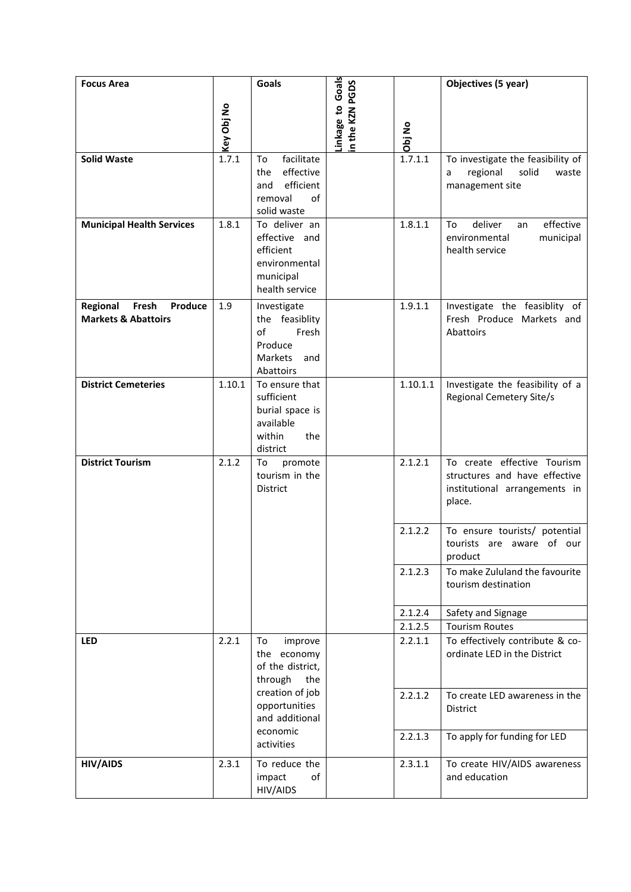| Focus Area | Key Obj No | Goals | Linkage to Goals in the KZN PGDS | Obj No | Objectives (5 year) |
|---|---|---|---|---|---|
| **Solid Waste** | 1.7.1 | To facilitate the effective and efficient removal of solid waste | | 1.7.1.1 | To investigate the feasibility of a regional solid waste management site |
| **Municipal Health Services** | 1.8.1 | To deliver an effective and efficient environmental municipal health service | | 1.8.1.1 | To deliver an effective environmental municipal health service |
| **Regional Fresh Produce Markets & Abattoirs** | 1.9 | Investigate the feasiblity of Fresh Produce Markets and Abattoirs | | 1.9.1.1 | Investigate the feasiblity of Fresh Produce Markets and Abattoirs |
| **District Cemeteries** | 1.10.1 | To ensure that sufficient burial space is available within the district | | 1.10.1.1 | Investigate the feasibility of a Regional Cemetery Site/s |
| **District Tourism** | 2.1.2 | To promote tourism in the District | | 2.1.2.1 | To create effective Tourism structures and have effective institutional arrangements in place. |
| | | | | 2.1.2.2 | To ensure tourists/ potential tourists are aware of our product |
| | | | | 2.1.2.3 | To make Zululand the favourite tourism destination |
| | | | | 2.1.2.4 | Safety and Signage |
| | | | | 2.1.2.5 | Tourism Routes |
| **LED** | 2.2.1 | To improve the economy of the district, through the creation of job opportunities and additional economic activities | | 2.2.1.1 | To effectively contribute & co-ordinate LED in the District |
| | | | | 2.2.1.2 | To create LED awareness in the District |
| | | | | 2.2.1.3 | To apply for funding for LED |
| **HIV/AIDS** | 2.3.1 | To reduce the impact of HIV/AIDS | | 2.3.1.1 | To create HIV/AIDS awareness and education |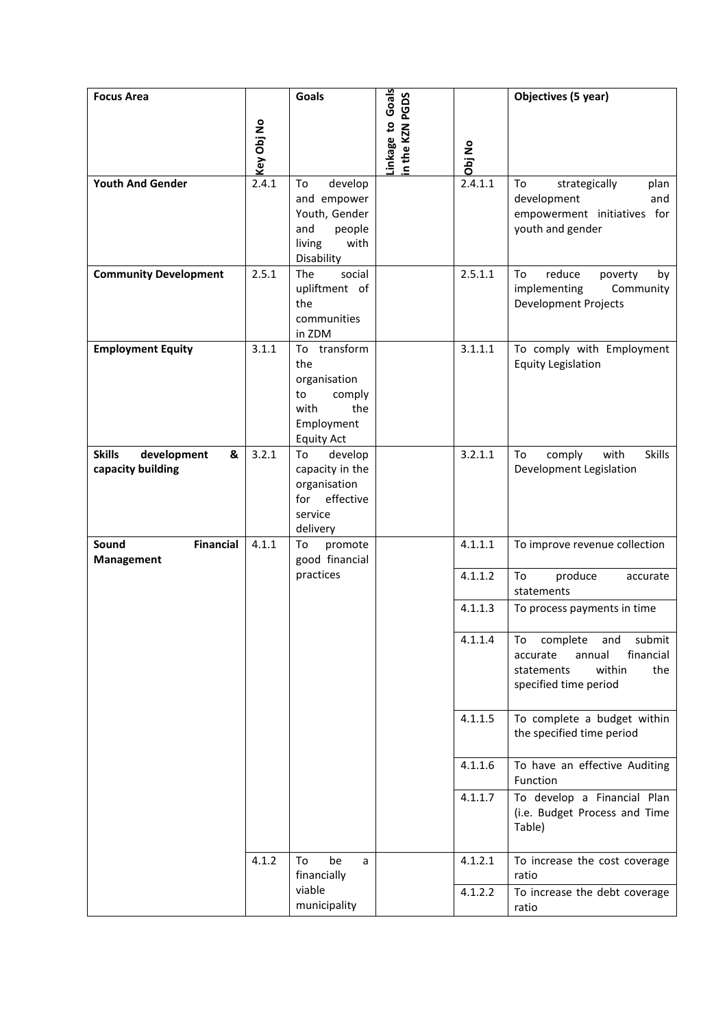| Focus Area | Key Obj No | Goals | Linkage to Goals in the KZN PGDS | Obj No | Objectives (5 year) |
|---|---|---|---|---|---|
| **Youth And Gender** | 2.4.1 | To develop and empower Youth, Gender and people living with Disability | | 2.4.1.1 | To strategically plan development and empowerment initiatives for youth and gender |
| **Community Development** | 2.5.1 | The social upliftment of the communities in ZDM | | 2.5.1.1 | To reduce poverty by implementing Community Development Projects |
| **Employment Equity** | 3.1.1 | To transform the organisation to comply with the Employment Equity Act | | 3.1.1.1 | To comply with Employment Equity Legislation |
| **Skills development & capacity building** | 3.2.1 | To develop capacity in the organisation for effective service delivery | | 3.2.1.1 | To comply with Skills Development Legislation |
| **Sound Financial Management** | 4.1.1 | To promote good financial practices | | 4.1.1.1 | To improve revenue collection |
| | | | | 4.1.1.2 | To produce accurate statements |
| | | | | 4.1.1.3 | To process payments in time |
| | | | | 4.1.1.4 | To complete and submit accurate annual financial statements within the specified time period |
| | | | | 4.1.1.5 | To complete a budget within the specified time period |
| | | | | 4.1.1.6 | To have an effective Auditing Function |
| | | | | 4.1.1.7 | To develop a Financial Plan (i.e. Budget Process and Time Table) |
| | 4.1.2 | To be a financially viable municipality | | 4.1.2.1 | To increase the cost coverage ratio |
| | | | | 4.1.2.2 | To increase the debt coverage ratio |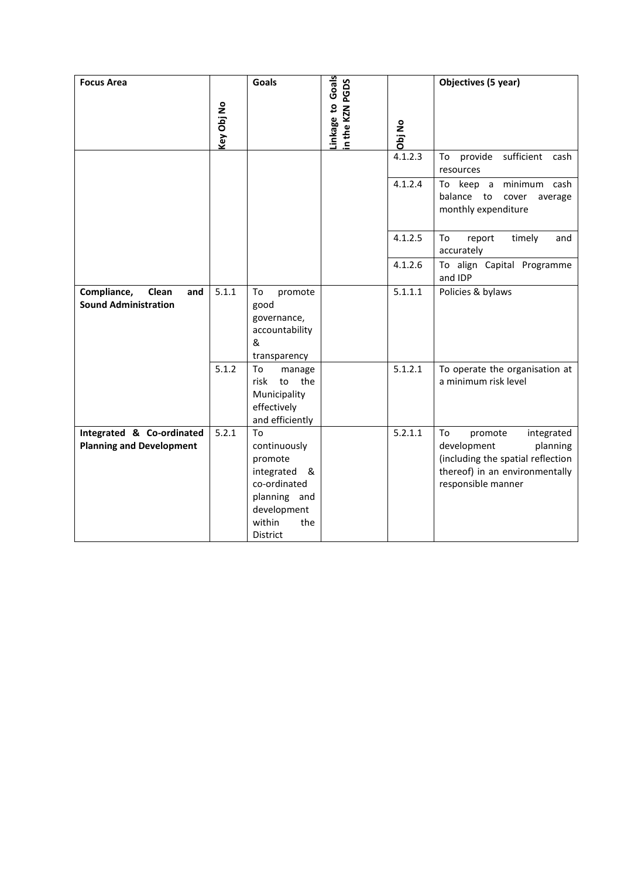| Focus Area | Key Obj No | Goals | Linkage to Goals in the KZN PGDS | Obj No | Objectives (5 year) |
|---|---|---|---|---|---|
| | | | | 4.1.2.3 | To provide sufficient cash resources |
| | | | | 4.1.2.4 | To keep a minimum cash balance to cover average monthly expenditure |
| | | | | 4.1.2.5 | To report timely and accurately |
| | | | | 4.1.2.6 | To align Capital Programme and IDP |
| **Compliance, Clean and Sound Administration** | 5.1.1 | To promote good governance, accountability & transparency | | 5.1.1.1 | Policies & bylaws |
| | 5.1.2 | To manage risk to the Municipality effectively and efficiently | | 5.1.2.1 | To operate the organisation at a minimum risk level |
| **Integrated & Co-ordinated Planning and Development** | 5.2.1 | To continuously promote integrated & co-ordinated planning and development within the District | | 5.2.1.1 | To promote integrated development planning (including the spatial reflection thereof) in an environmentally responsible manner |